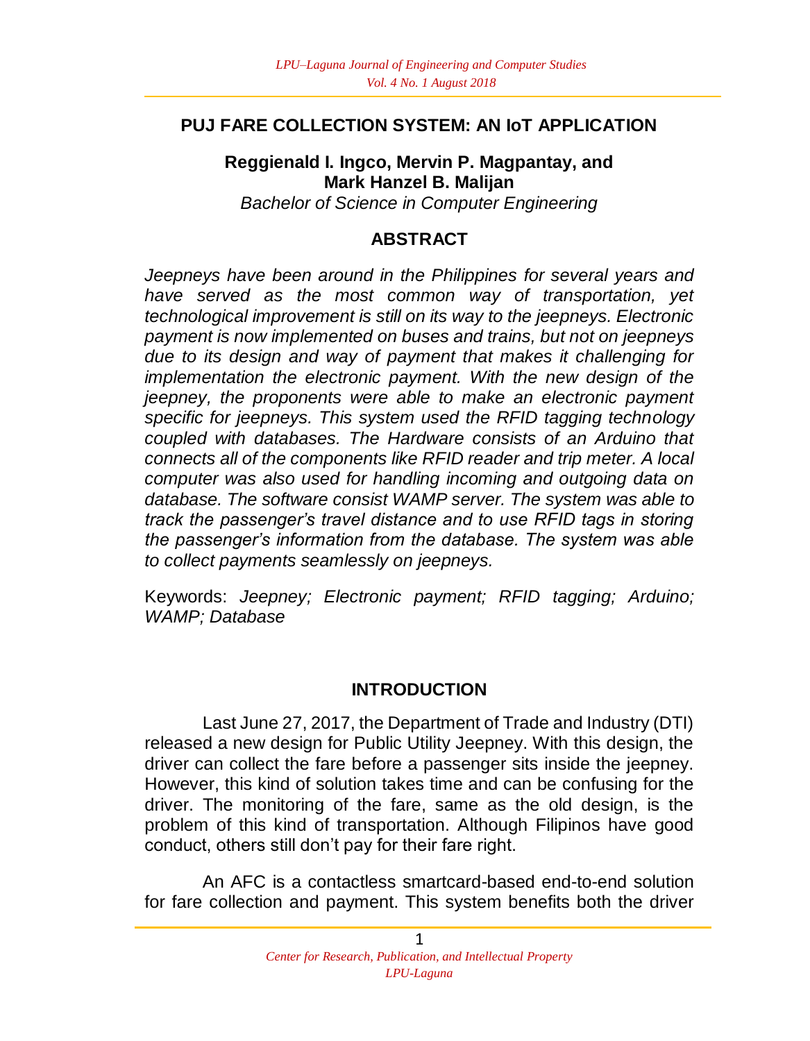# PUJ FARE COLLECTION SYSTEM: AN IoT APPLICATION

**Reggienald I. Ingco, Mervin P. Magpantay, and Mark Hanzel B. Malijan**

*Bachelor of Science in Computer Engineering*

## ABSTRACT

*Jeepneys have been around in the Philippines for several years and have served as the most common way of transportation, yet technological improvement is still on its way to the jeepneys. Electronic payment is now implemented on buses and trains, but not on jeepneys due to its design and way of payment that makes it challenging for implementation the electronic payment. With the new design of the jeepney, the proponents were able to make an electronic payment specific for jeepneys. This system used the RFID tagging technology coupled with databases. The Hardware consists of an Arduino that connects all of the components like RFID reader and trip meter. A local computer was also used for handling incoming and outgoing data on database. The software consist WAMP server. The system was able to track the passenger's travel distance and to use RFID tags in storing the passenger's information from the database. The system was able to collect payments seamlessly on jeepneys.*

Keywords: *Jeepney; Electronic payment; RFID tagging; Arduino; WAMP; Database*

## INTRODUCTION

Last June 27, 2017, the Department of Trade and Industry (DTI) released a new design for Public Utility Jeepney. With this design, the driver can collect the fare before a passenger sits inside the jeepney. However, this kind of solution takes time and can be confusing for the driver. The monitoring of the fare, same as the old design, is the problem of this kind of transportation. Although Filipinos have good conduct, others still don't pay for their fare right.

An AFC is a contactless smartcard-based end-to-end solution for fare collection and payment. This system benefits both the driver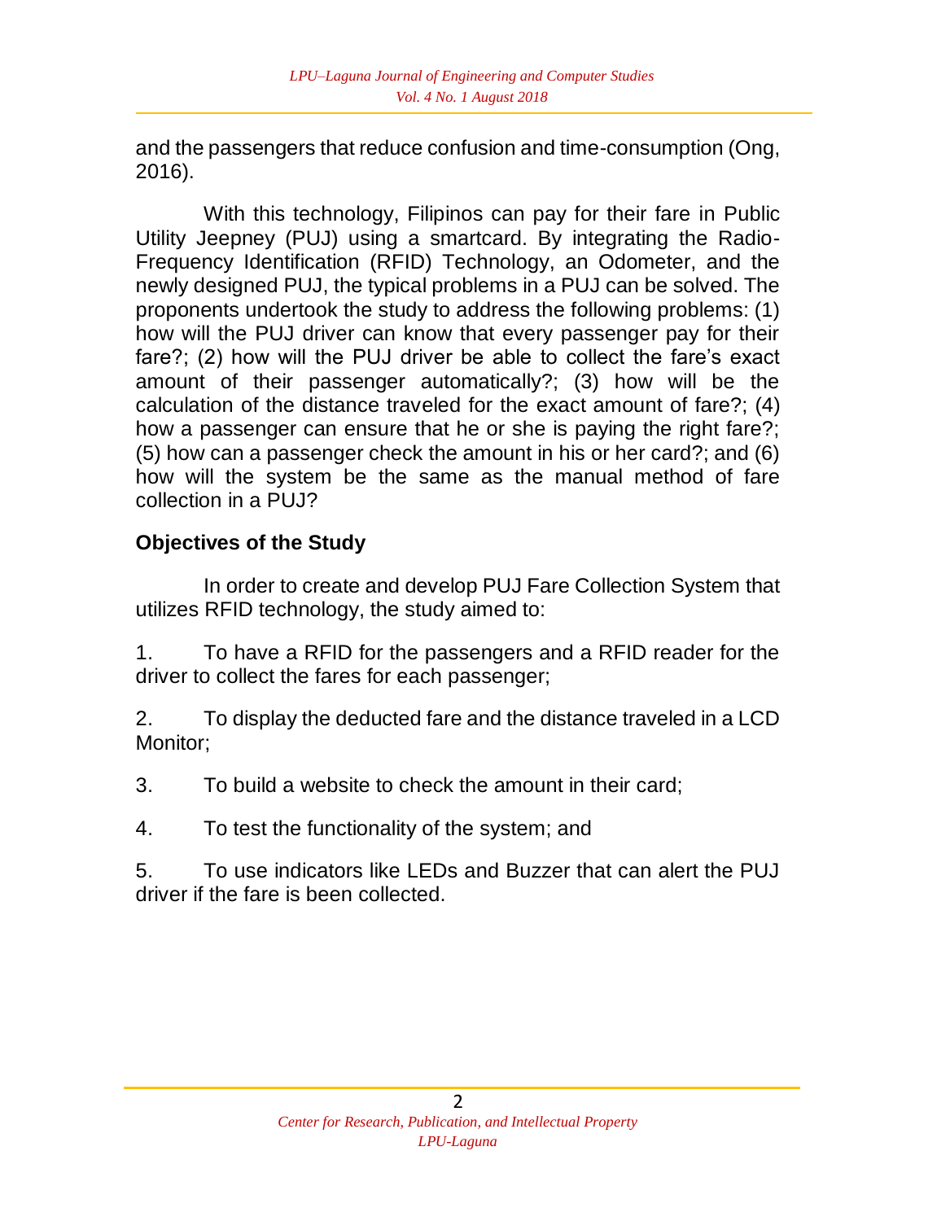and the passengers that reduce confusion and time-consumption (Ong, 2016).

With this technology, Filipinos can pay for their fare in Public Utility Jeepney (PUJ) using a smartcard. By integrating the Radio-Frequency Identification (RFID) Technology, an Odometer, and the newly designed PUJ, the typical problems in a PUJ can be solved. The proponents undertook the study to address the following problems: (1) how will the PUJ driver can know that every passenger pay for their fare?; (2) how will the PUJ driver be able to collect the fare's exact amount of their passenger automatically?; (3) how will be the calculation of the distance traveled for the exact amount of fare?; (4) how a passenger can ensure that he or she is paying the right fare?; (5) how can a passenger check the amount in his or her card?; and (6) how will the system be the same as the manual method of fare collection in a PUJ?

## Objectives of the Study

In order to create and develop PUJ Fare Collection System that utilizes RFID technology, the study aimed to:

1. To have a RFID for the passengers and a RFID reader for the driver to collect the fares for each passenger;
2. To display the deducted fare and the distance traveled in a LCD Monitor;
3. To build a website to check the amount in their card;
4. To test the functionality of the system; and
5. To use indicators like LEDs and Buzzer that can alert the PUJ driver if the fare is been collected.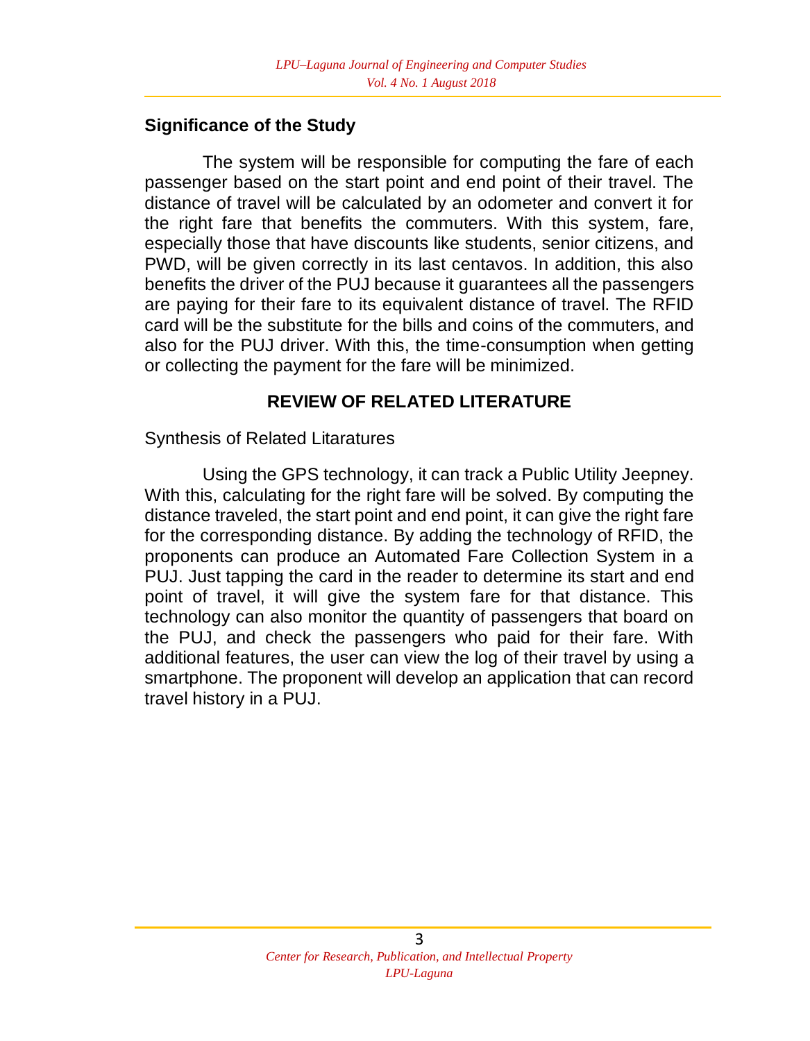## Significance of the Study

The system will be responsible for computing the fare of each passenger based on the start point and end point of their travel. The distance of travel will be calculated by an odometer and convert it for the right fare that benefits the commuters. With this system, fare, especially those that have discounts like students, senior citizens, and PWD, will be given correctly in its last centavos. In addition, this also benefits the driver of the PUJ because it guarantees all the passengers are paying for their fare to its equivalent distance of travel. The RFID card will be the substitute for the bills and coins of the commuters, and also for the PUJ driver. With this, the time-consumption when getting or collecting the payment for the fare will be minimized.

## REVIEW OF RELATED LITERATURE

Synthesis of Related Litaratures

Using the GPS technology, it can track a Public Utility Jeepney. With this, calculating for the right fare will be solved. By computing the distance traveled, the start point and end point, it can give the right fare for the corresponding distance. By adding the technology of RFID, the proponents can produce an Automated Fare Collection System in a PUJ. Just tapping the card in the reader to determine its start and end point of travel, it will give the system fare for that distance. This technology can also monitor the quantity of passengers that board on the PUJ, and check the passengers who paid for their fare. With additional features, the user can view the log of their travel by using a smartphone. The proponent will develop an application that can record travel history in a PUJ.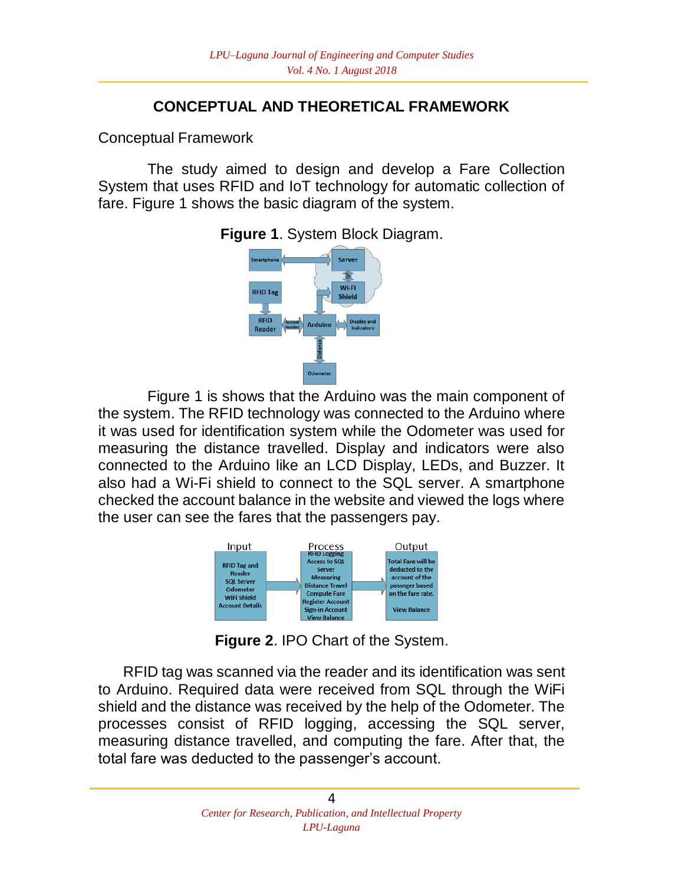## CONCEPTUAL AND THEORETICAL FRAMEWORK

Conceptual Framework

The study aimed to design and develop a Fare Collection System that uses RFID and IoT technology for automatic collection of fare. Figure 1 shows the basic diagram of the system.

**Figure 1**. System Block Diagram.

Figure 1 is shows that the Arduino was the main component of the system. The RFID technology was connected to the Arduino where it was used for identification system while the Odometer was used for measuring the distance travelled. Display and indicators were also connected to the Arduino like an LCD Display, LEDs, and Buzzer. It also had a Wi-Fi shield to connect to the SQL server. A smartphone checked the account balance in the website and viewed the logs where the user can see the fares that the passengers pay.

**Figure 2**. IPO Chart of the System.

RFID tag was scanned via the reader and its identification was sent to Arduino. Required data were received from SQL through the WiFi shield and the distance was received by the help of the Odometer. The processes consist of RFID logging, accessing the SQL server, measuring distance travelled, and computing the fare. After that, the total fare was deducted to the passenger's account.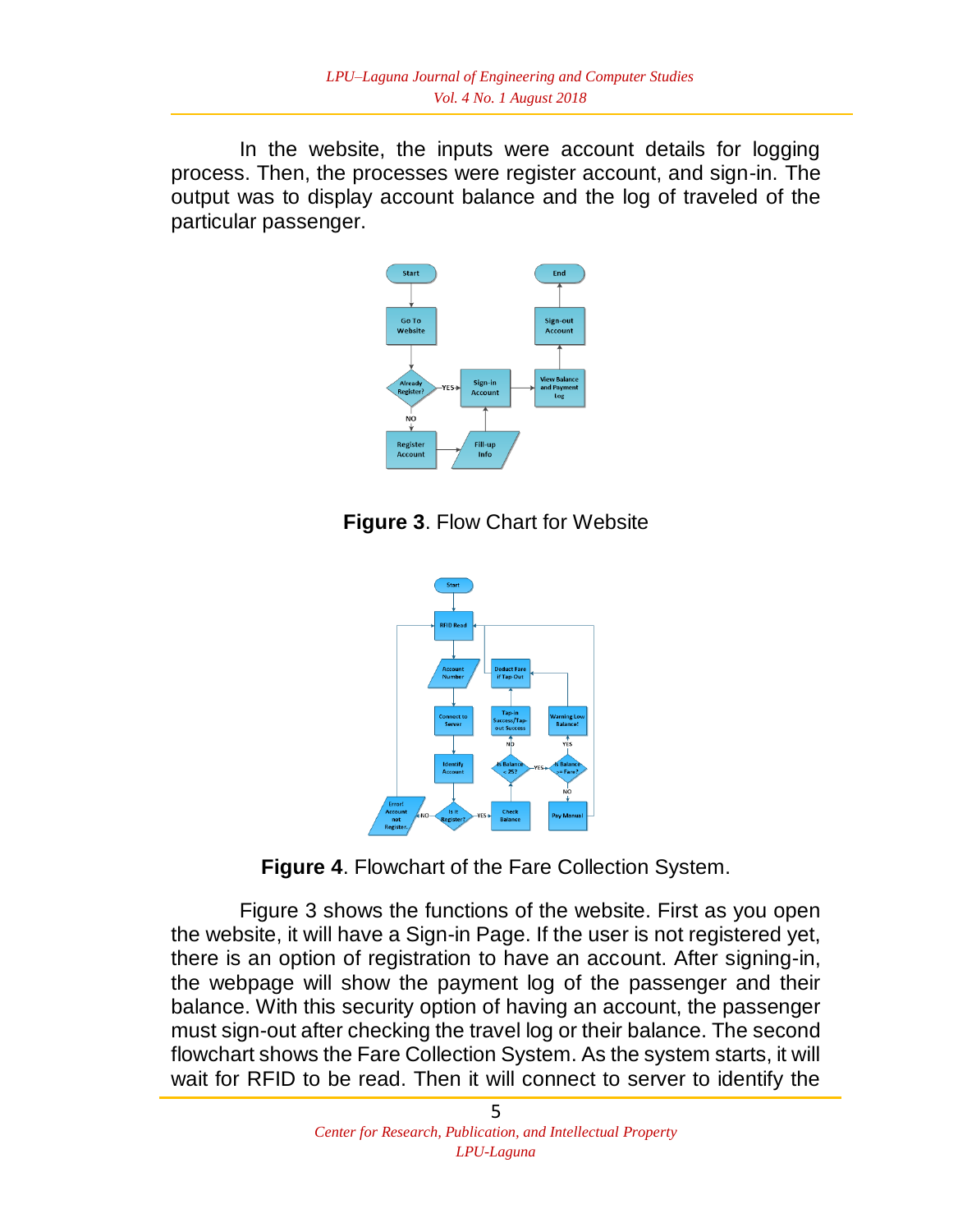In the website, the inputs were account details for logging process. Then, the processes were register account, and sign-in. The output was to display account balance and the log of traveled of the particular passenger.

**Figure 3**. Flow Chart for Website

**Figure 4**. Flowchart of the Fare Collection System.

Figure 3 shows the functions of the website. First as you open the website, it will have a Sign-in Page. If the user is not registered yet, there is an option of registration to have an account. After signing-in, the webpage will show the payment log of the passenger and their balance. With this security option of having an account, the passenger must sign-out after checking the travel log or their balance. The second flowchart shows the Fare Collection System. As the system starts, it will wait for RFID to be read. Then it will connect to server to identify the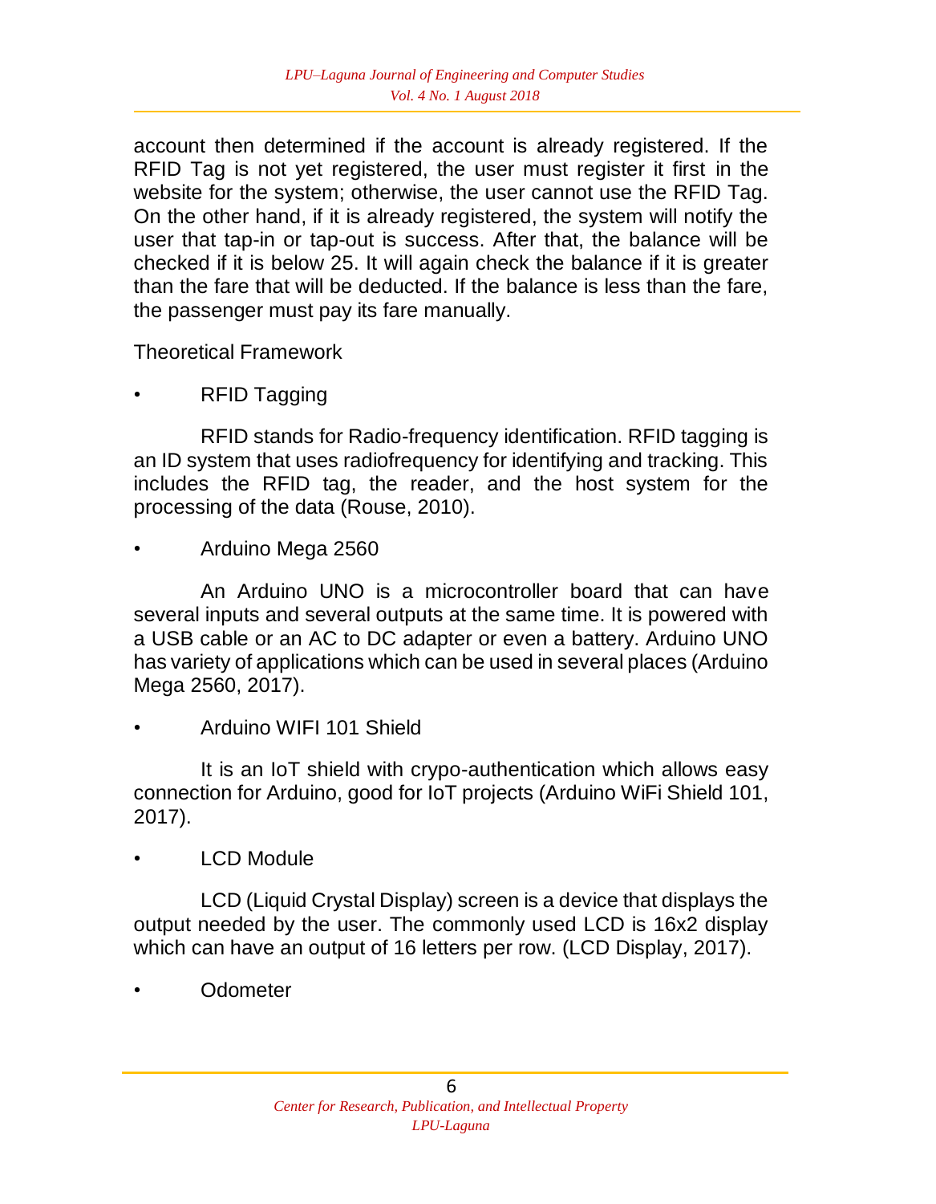account then determined if the account is already registered. If the RFID Tag is not yet registered, the user must register it first in the website for the system; otherwise, the user cannot use the RFID Tag. On the other hand, if it is already registered, the system will notify the user that tap-in or tap-out is success. After that, the balance will be checked if it is below 25. It will again check the balance if it is greater than the fare that will be deducted. If the balance is less than the fare, the passenger must pay its fare manually.

Theoretical Framework

- RFID Tagging

RFID stands for Radio-frequency identification. RFID tagging is an ID system that uses radiofrequency for identifying and tracking. This includes the RFID tag, the reader, and the host system for the processing of the data (Rouse, 2010).

- Arduino Mega 2560

An Arduino UNO is a microcontroller board that can have several inputs and several outputs at the same time. It is powered with a USB cable or an AC to DC adapter or even a battery. Arduino UNO has variety of applications which can be used in several places (Arduino Mega 2560, 2017).

- Arduino WIFI 101 Shield

It is an IoT shield with crypo-authentication which allows easy connection for Arduino, good for IoT projects (Arduino WiFi Shield 101, 2017).

- LCD Module

LCD (Liquid Crystal Display) screen is a device that displays the output needed by the user. The commonly used LCD is 16x2 display which can have an output of 16 letters per row. (LCD Display, 2017).

- Odometer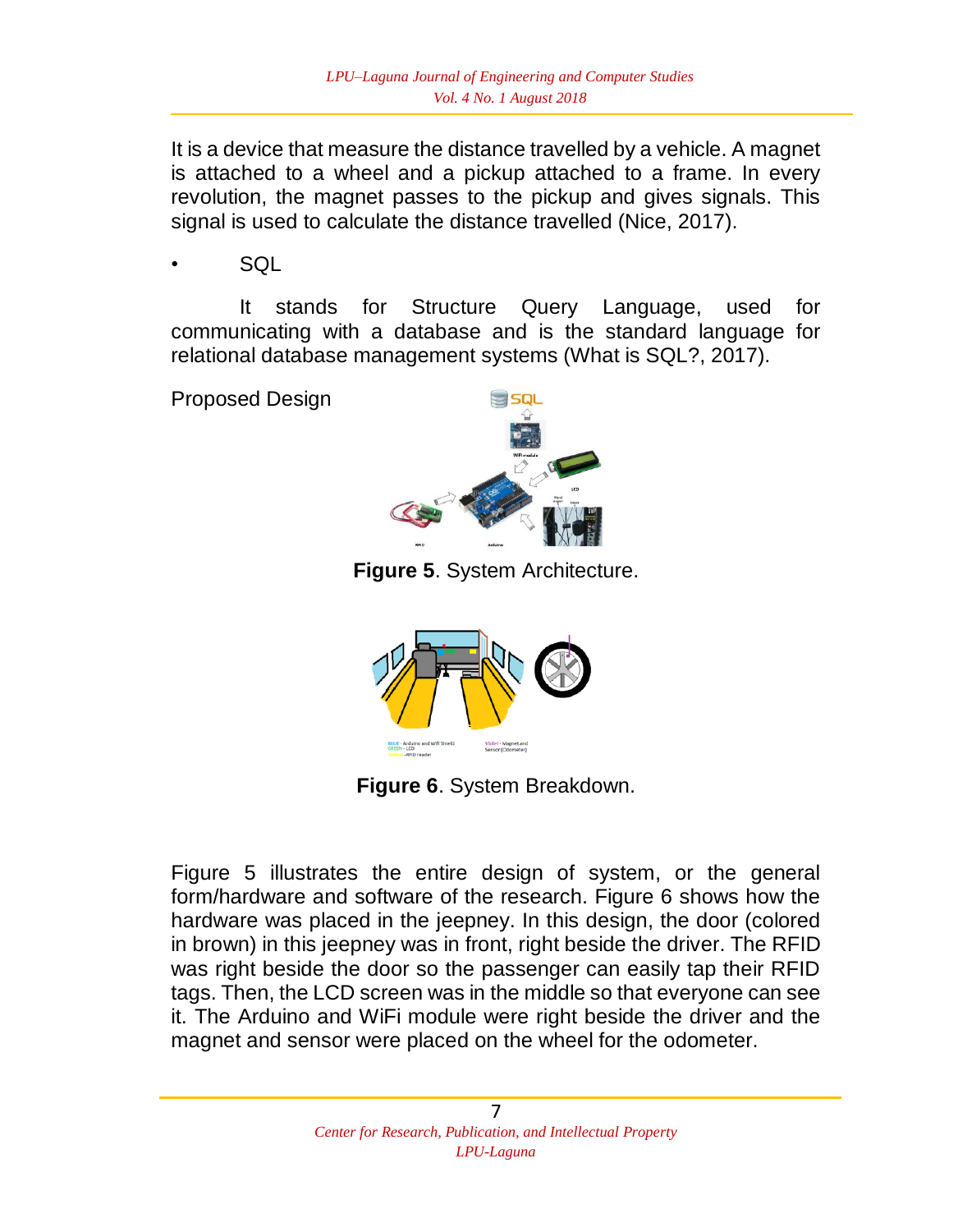It is a device that measure the distance travelled by a vehicle. A magnet is attached to a wheel and a pickup attached to a frame. In every revolution, the magnet passes to the pickup and gives signals. This signal is used to calculate the distance travelled (Nice, 2017).

- SQL

It stands for Structure Query Language, used for communicating with a database and is the standard language for relational database management systems (What is SQL?, 2017).

Proposed Design

**Figure 5**. System Architecture.

**Figure 6**. System Breakdown.

Figure 5 illustrates the entire design of system, or the general form/hardware and software of the research. Figure 6 shows how the hardware was placed in the jeepney. In this design, the door (colored in brown) in this jeepney was in front, right beside the driver. The RFID was right beside the door so the passenger can easily tap their RFID tags. Then, the LCD screen was in the middle so that everyone can see it. The Arduino and WiFi module were right beside the driver and the magnet and sensor were placed on the wheel for the odometer.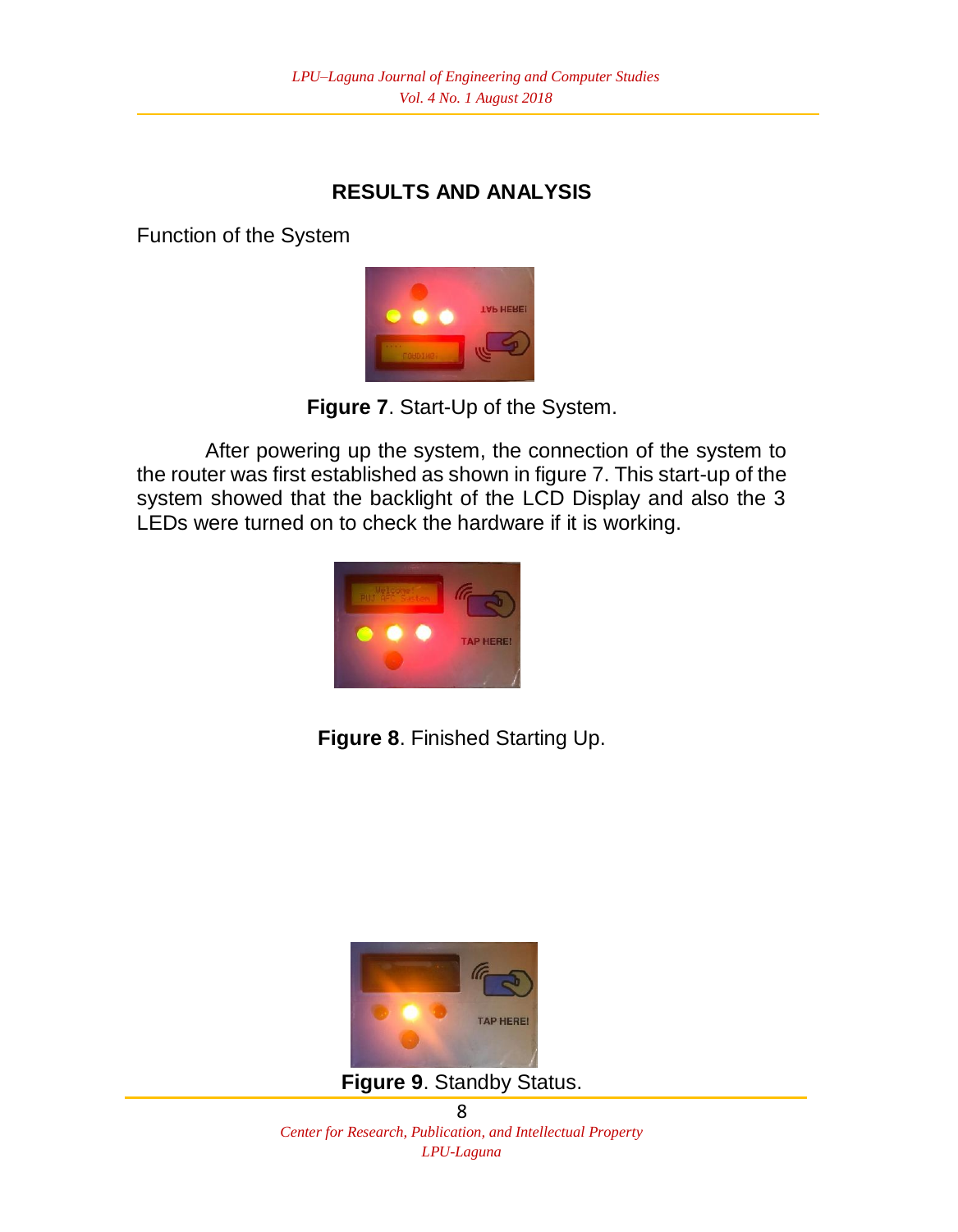## RESULTS AND ANALYSIS

Function of the System

**Figure 7**. Start-Up of the System.

After powering up the system, the connection of the system to the router was first established as shown in figure 7. This start-up of the system showed that the backlight of the LCD Display and also the 3 LEDs were turned on to check the hardware if it is working.

**Figure 8**. Finished Starting Up.

**Figure 9**. Standby Status.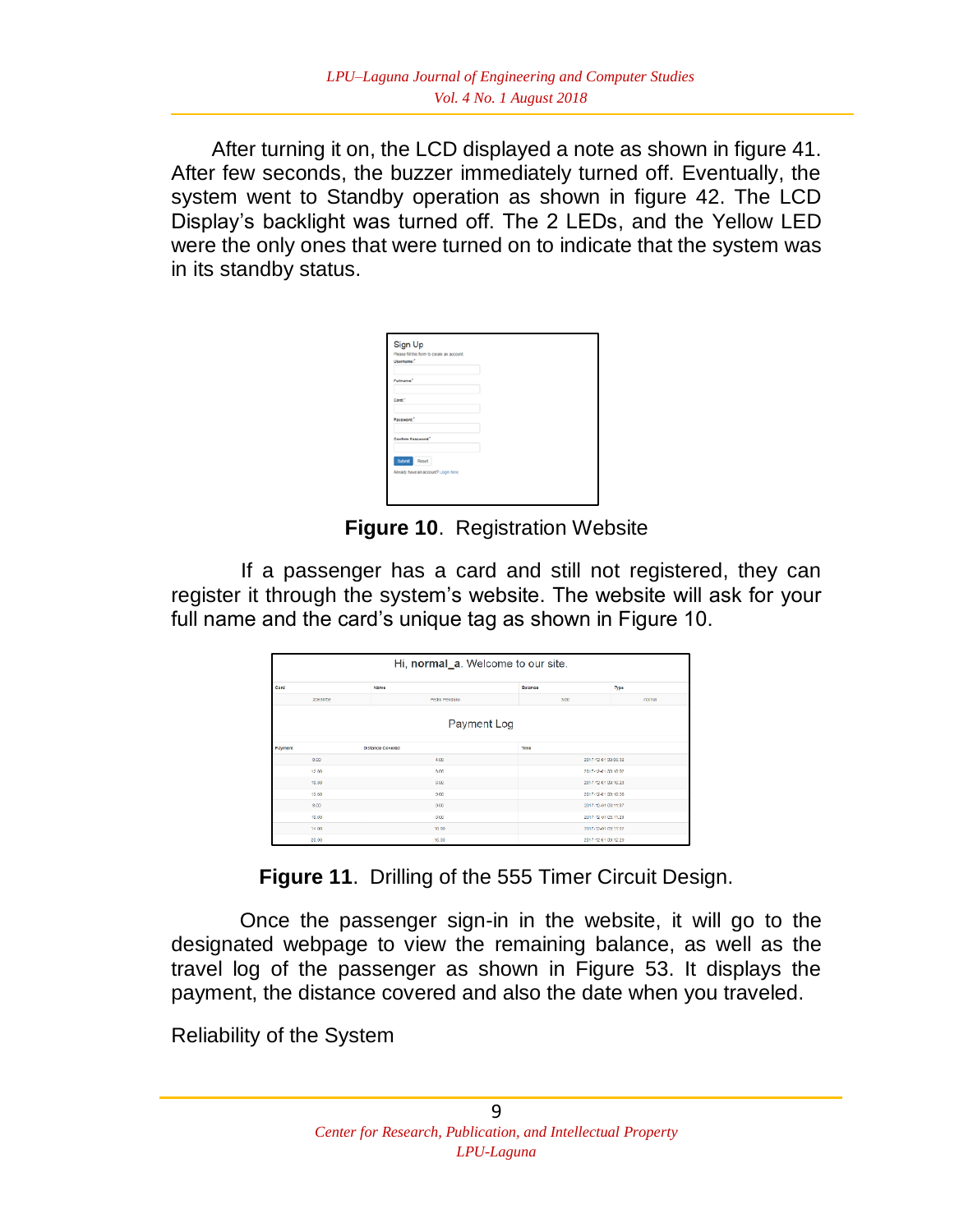After turning it on, the LCD displayed a note as shown in figure 41. After few seconds, the buzzer immediately turned off. Eventually, the system went to Standby operation as shown in figure 42. The LCD Display's backlight was turned off. The 2 LEDs, and the Yellow LED were the only ones that were turned on to indicate that the system was in its standby status.

**Figure 10**. Registration Website

If a passenger has a card and still not registered, they can register it through the system's website. The website will ask for your full name and the card's unique tag as shown in Figure 10.

**Figure 11**. Drilling of the 555 Timer Circuit Design.

Once the passenger sign-in in the website, it will go to the designated webpage to view the remaining balance, as well as the travel log of the passenger as shown in Figure 53. It displays the payment, the distance covered and also the date when you traveled.

Reliability of the System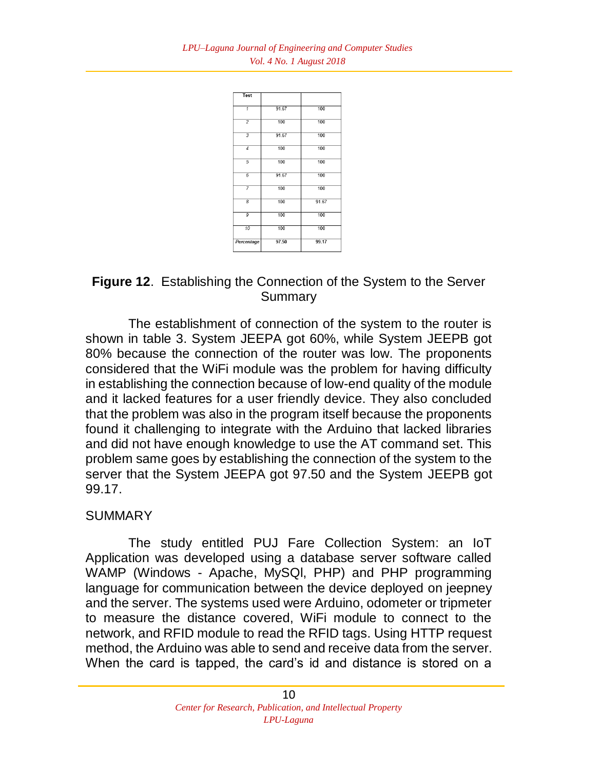| Test | | |
|---|---|---|
| 1 | 91.67 | 100 |
| 2 | 100 | 100 |
| 3 | 91.67 | 100 |
| 4 | 100 | 100 |
| 5 | 100 | 100 |
| 6 | 91.67 | 100 |
| 7 | 100 | 100 |
| 8 | 100 | 91.67 |
| 9 | 100 | 100 |
| 10 | 100 | 100 |
| Percentage | 97.50 | 99.17 |

**Figure 12**. Establishing the Connection of the System to the Server Summary

The establishment of connection of the system to the router is shown in table 3. System JEEPA got 60%, while System JEEPB got 80% because the connection of the router was low. The proponents considered that the WiFi module was the problem for having difficulty in establishing the connection because of low-end quality of the module and it lacked features for a user friendly device. They also concluded that the problem was also in the program itself because the proponents found it challenging to integrate with the Arduino that lacked libraries and did not have enough knowledge to use the AT command set. This problem same goes by establishing the connection of the system to the server that the System JEEPA got 97.50 and the System JEEPB got 99.17.

## SUMMARY

The study entitled PUJ Fare Collection System: an IoT Application was developed using a database server software called WAMP (Windows - Apache, MySQl, PHP) and PHP programming language for communication between the device deployed on jeepney and the server. The systems used were Arduino, odometer or tripmeter to measure the distance covered, WiFi module to connect to the network, and RFID module to read the RFID tags. Using HTTP request method, the Arduino was able to send and receive data from the server. When the card is tapped, the card's id and distance is stored on a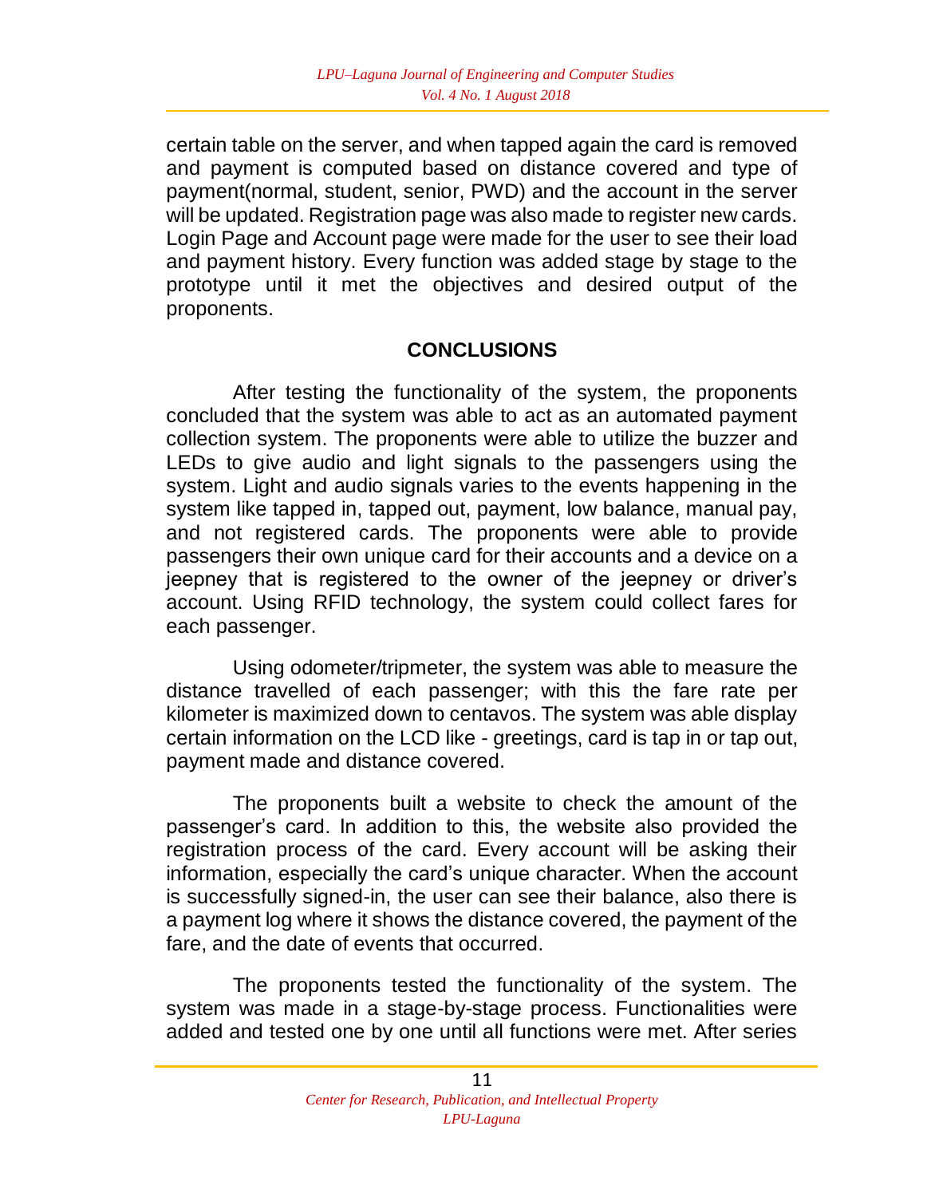certain table on the server, and when tapped again the card is removed and payment is computed based on distance covered and type of payment(normal, student, senior, PWD) and the account in the server will be updated. Registration page was also made to register new cards. Login Page and Account page were made for the user to see their load and payment history. Every function was added stage by stage to the prototype until it met the objectives and desired output of the proponents.

## CONCLUSIONS

After testing the functionality of the system, the proponents concluded that the system was able to act as an automated payment collection system. The proponents were able to utilize the buzzer and LEDs to give audio and light signals to the passengers using the system. Light and audio signals varies to the events happening in the system like tapped in, tapped out, payment, low balance, manual pay, and not registered cards. The proponents were able to provide passengers their own unique card for their accounts and a device on a jeepney that is registered to the owner of the jeepney or driver's account. Using RFID technology, the system could collect fares for each passenger.

Using odometer/tripmeter, the system was able to measure the distance travelled of each passenger; with this the fare rate per kilometer is maximized down to centavos. The system was able display certain information on the LCD like - greetings, card is tap in or tap out, payment made and distance covered.

The proponents built a website to check the amount of the passenger's card. In addition to this, the website also provided the registration process of the card. Every account will be asking their information, especially the card's unique character. When the account is successfully signed-in, the user can see their balance, also there is a payment log where it shows the distance covered, the payment of the fare, and the date of events that occurred.

The proponents tested the functionality of the system. The system was made in a stage-by-stage process. Functionalities were added and tested one by one until all functions were met. After series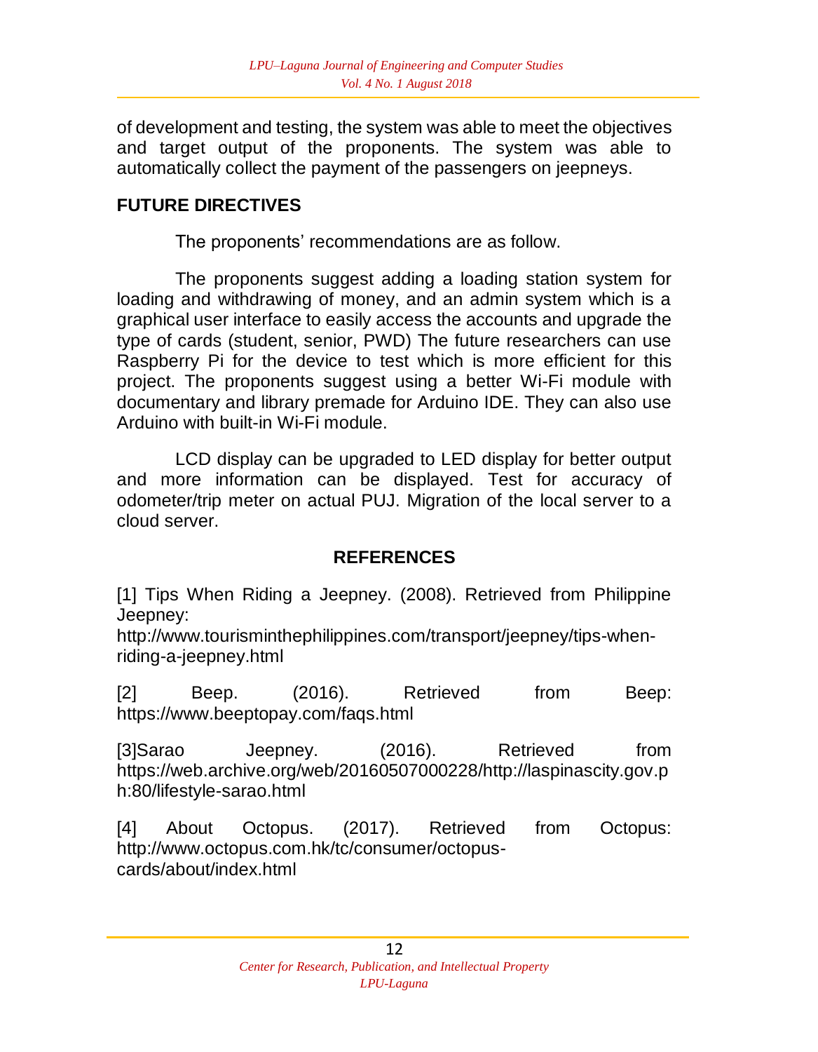of development and testing, the system was able to meet the objectives and target output of the proponents. The system was able to automatically collect the payment of the passengers on jeepneys.

## FUTURE DIRECTIVES

The proponents' recommendations are as follow.

The proponents suggest adding a loading station system for loading and withdrawing of money, and an admin system which is a graphical user interface to easily access the accounts and upgrade the type of cards (student, senior, PWD) The future researchers can use Raspberry Pi for the device to test which is more efficient for this project. The proponents suggest using a better Wi-Fi module with documentary and library premade for Arduino IDE. They can also use Arduino with built-in Wi-Fi module.

LCD display can be upgraded to LED display for better output and more information can be displayed. Test for accuracy of odometer/trip meter on actual PUJ. Migration of the local server to a cloud server.

## REFERENCES

[1] Tips When Riding a Jeepney. (2008). Retrieved from Philippine Jeepney: http://www.tourisminthephilippines.com/transport/jeepney/tips-when-riding-a-jeepney.html

[2] Beep. (2016). Retrieved from Beep: https://www.beeptopay.com/faqs.html

[3]Sarao Jeepney. (2016). Retrieved from https://web.archive.org/web/20160507000228/http://laspinascity.gov.ph:80/lifestyle-sarao.html

[4] About Octopus. (2017). Retrieved from Octopus: http://www.octopus.com.hk/tc/consumer/octopus-cards/about/index.html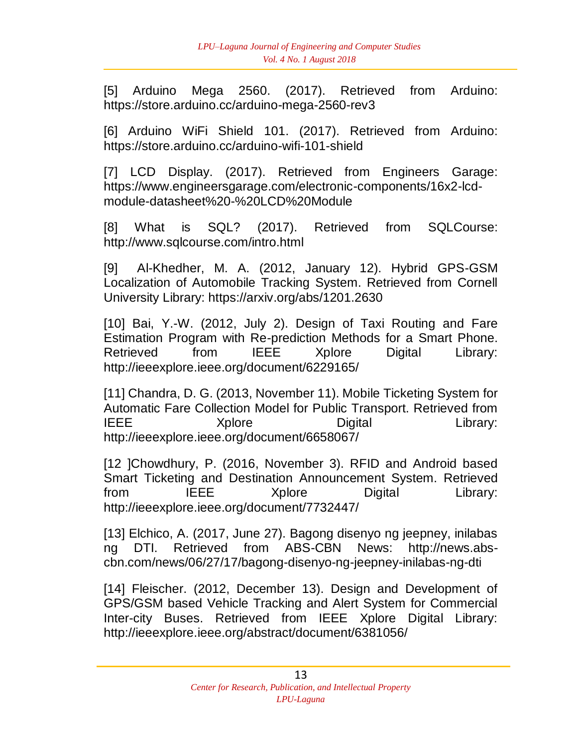[5] Arduino Mega 2560. (2017). Retrieved from Arduino: https://store.arduino.cc/arduino-mega-2560-rev3

[6] Arduino WiFi Shield 101. (2017). Retrieved from Arduino: https://store.arduino.cc/arduino-wifi-101-shield

[7] LCD Display. (2017). Retrieved from Engineers Garage: https://www.engineersgarage.com/electronic-components/16x2-lcd-module-datasheet%20-%20LCD%20Module

[8] What is SQL? (2017). Retrieved from SQLCourse: http://www.sqlcourse.com/intro.html

[9] Al-Khedher, M. A. (2012, January 12). Hybrid GPS-GSM Localization of Automobile Tracking System. Retrieved from Cornell University Library: https://arxiv.org/abs/1201.2630

[10] Bai, Y.-W. (2012, July 2). Design of Taxi Routing and Fare Estimation Program with Re-prediction Methods for a Smart Phone. Retrieved from IEEE Xplore Digital Library: http://ieeexplore.ieee.org/document/6229165/

[11] Chandra, D. G. (2013, November 11). Mobile Ticketing System for Automatic Fare Collection Model for Public Transport. Retrieved from IEEE Xplore Digital Library: http://ieeexplore.ieee.org/document/6658067/

[12 ]Chowdhury, P. (2016, November 3). RFID and Android based Smart Ticketing and Destination Announcement System. Retrieved from IEEE Xplore Digital Library: http://ieeexplore.ieee.org/document/7732447/

[13] Elchico, A. (2017, June 27). Bagong disenyo ng jeepney, inilabas ng DTI. Retrieved from ABS-CBN News: http://news.abs-cbn.com/news/06/27/17/bagong-disenyo-ng-jeepney-inilabas-ng-dti

[14] Fleischer. (2012, December 13). Design and Development of GPS/GSM based Vehicle Tracking and Alert System for Commercial Inter-city Buses. Retrieved from IEEE Xplore Digital Library: http://ieeexplore.ieee.org/abstract/document/6381056/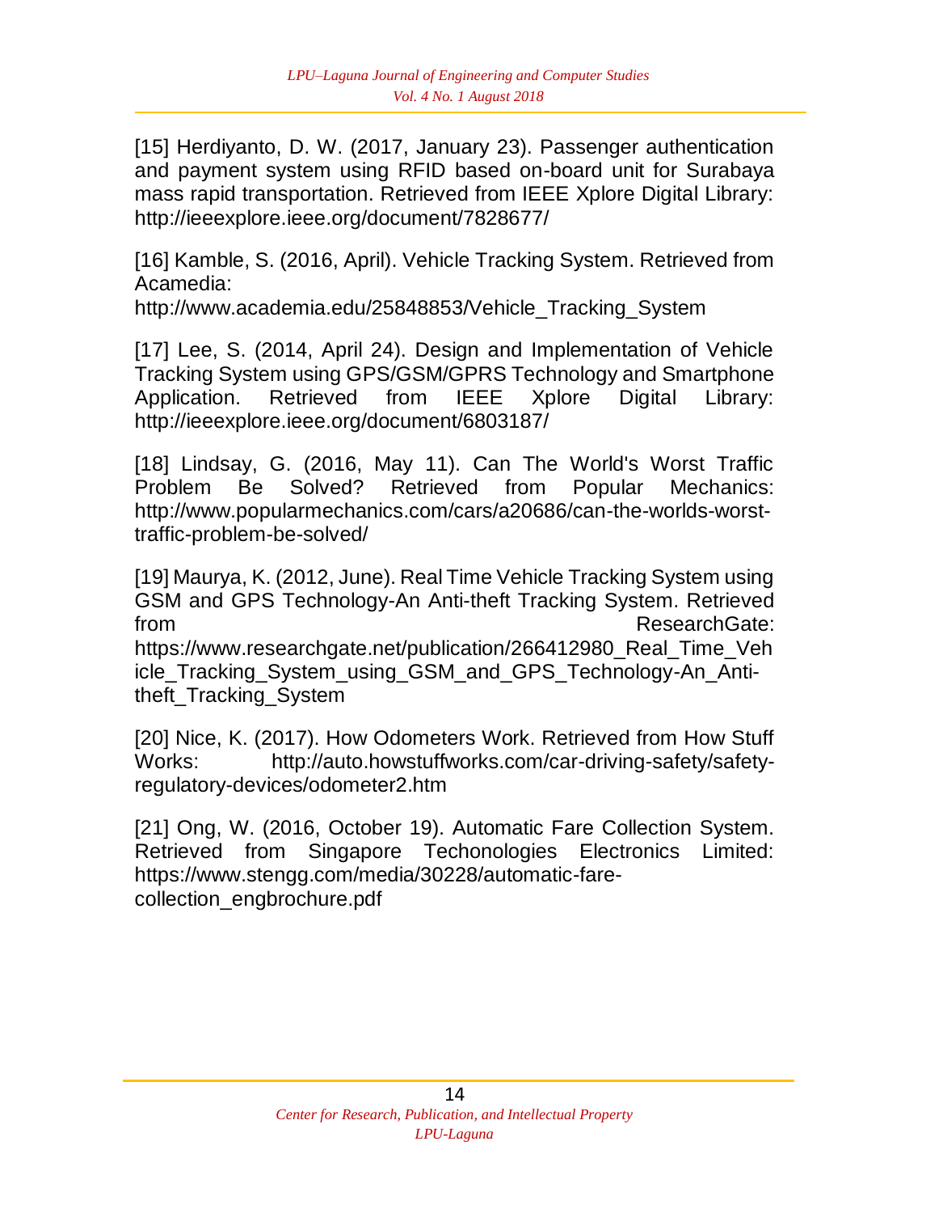[15] Herdiyanto, D. W. (2017, January 23). Passenger authentication and payment system using RFID based on-board unit for Surabaya mass rapid transportation. Retrieved from IEEE Xplore Digital Library: http://ieeexplore.ieee.org/document/7828677/

[16] Kamble, S. (2016, April). Vehicle Tracking System. Retrieved from Acamedia: http://www.academia.edu/25848853/Vehicle_Tracking_System

[17] Lee, S. (2014, April 24). Design and Implementation of Vehicle Tracking System using GPS/GSM/GPRS Technology and Smartphone Application. Retrieved from IEEE Xplore Digital Library: http://ieeexplore.ieee.org/document/6803187/

[18] Lindsay, G. (2016, May 11). Can The World's Worst Traffic Problem Be Solved? Retrieved from Popular Mechanics: http://www.popularmechanics.com/cars/a20686/can-the-worlds-worst-traffic-problem-be-solved/

[19] Maurya, K. (2012, June). Real Time Vehicle Tracking System using GSM and GPS Technology-An Anti-theft Tracking System. Retrieved from ResearchGate: https://www.researchgate.net/publication/266412980_Real_Time_Vehicle_Tracking_System_using_GSM_and_GPS_Technology-An_Anti-theft_Tracking_System

[20] Nice, K. (2017). How Odometers Work. Retrieved from How Stuff Works: http://auto.howstuffworks.com/car-driving-safety/safety-regulatory-devices/odometer2.htm

[21] Ong, W. (2016, October 19). Automatic Fare Collection System. Retrieved from Singapore Techonologies Electronics Limited: https://www.stengg.com/media/30228/automatic-fare-collection_engbrochure.pdf